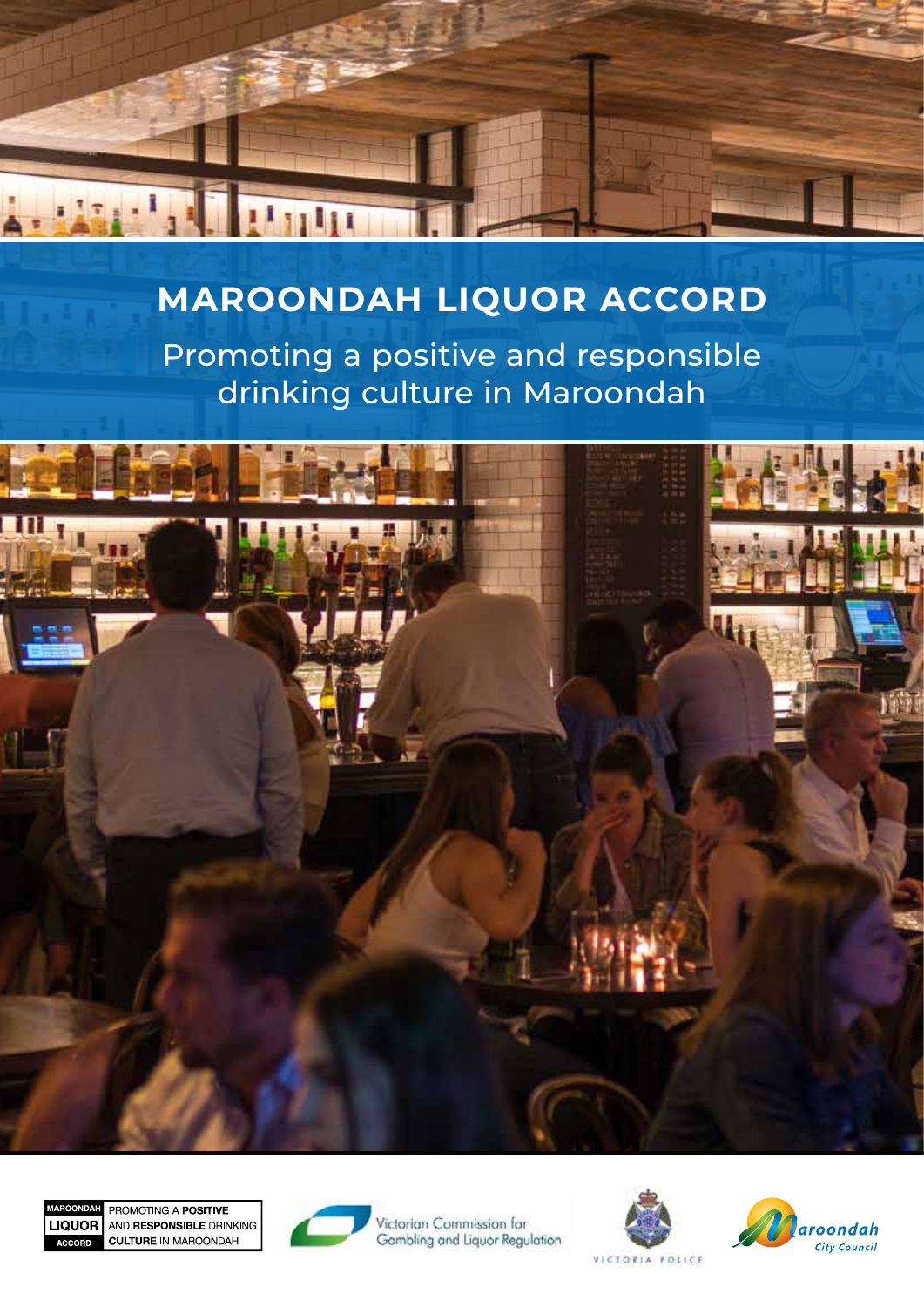# MAROONDAH LIQUOR ACCORD

## Promoting a positive and responsible drinking culture in Maroondah

MAROONDAH LIQUOR ACCORD — PROMOTING A **POSITIVE** AND **RESPONSIBLE** DRINKING **CULTURE** IN MAROONDAH

Victorian Commission for Gambling and Liquor Regulation

VICTORIA POLICE

Maroondah City Council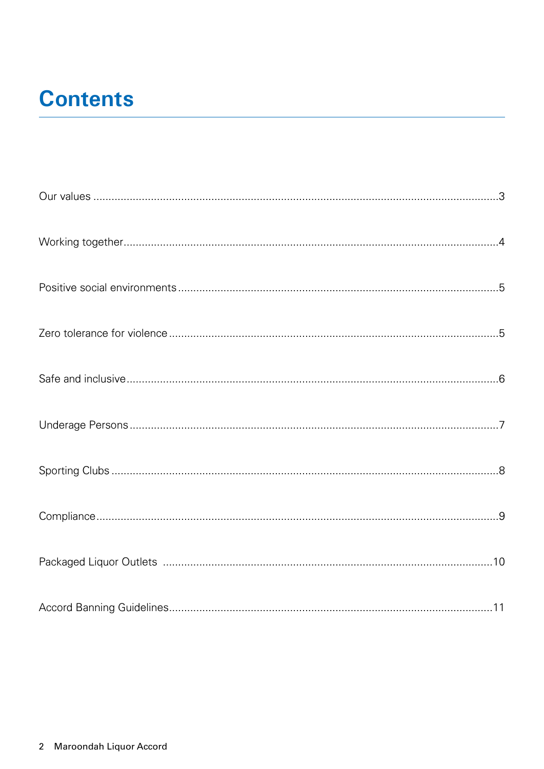# Contents

Our values ....................................................................................................................................3

Working together..........................................................................................................................4

Positive social environments........................................................................................................5

Zero tolerance for violence ...........................................................................................................5

Safe and inclusive.........................................................................................................................6

Underage Persons........................................................................................................................7

Sporting Clubs ..............................................................................................................................8

Compliance...................................................................................................................................9

Packaged Liquor Outlets ...........................................................................................................10

Accord Banning Guidelines.........................................................................................................11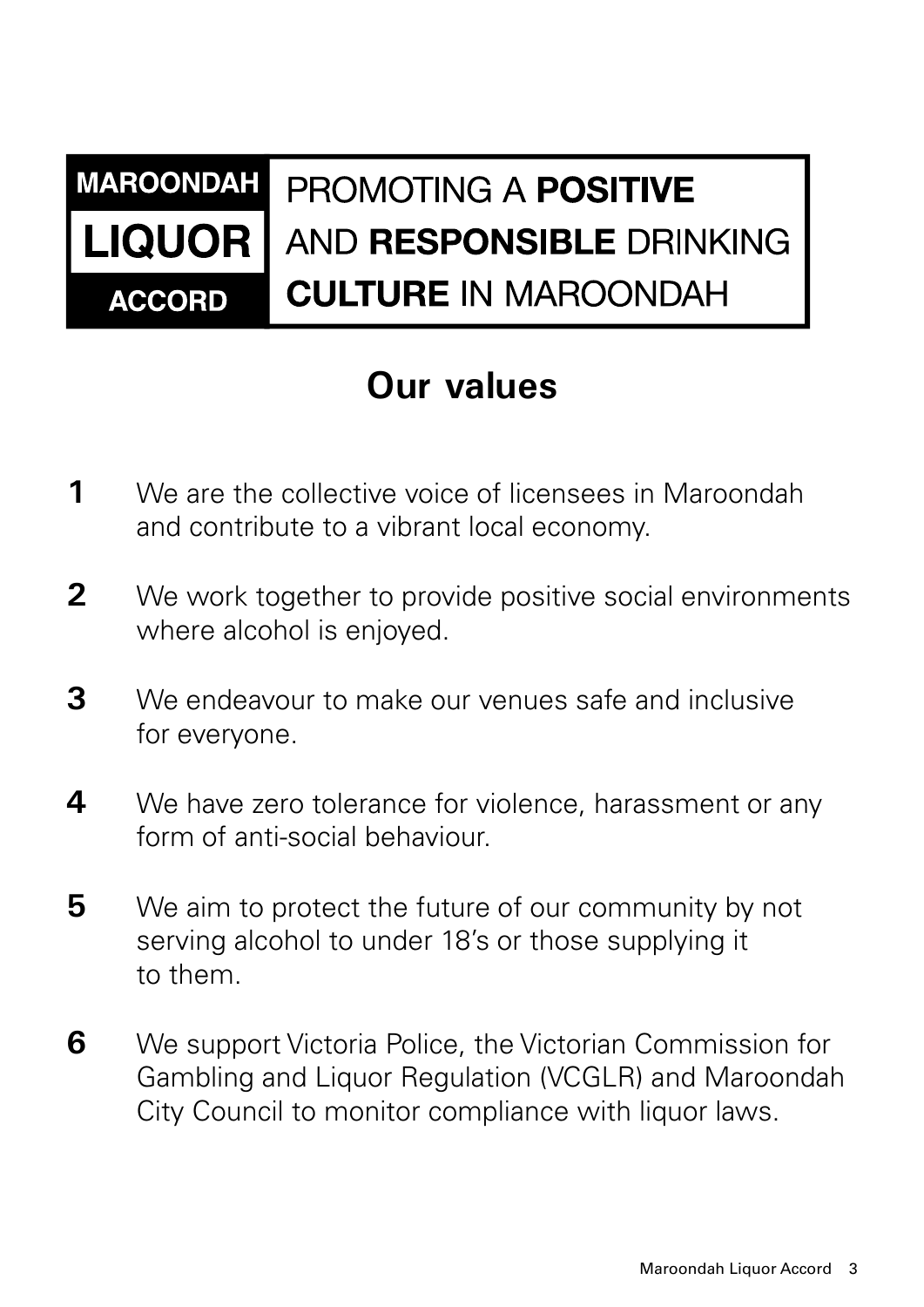**MAROONDAH LIQUOR ACCORD**

PROMOTING A **POSITIVE** AND **RESPONSIBLE** DRINKING **CULTURE** IN MAROONDAH

## Our values

1. We are the collective voice of licensees in Maroondah and contribute to a vibrant local economy.
2. We work together to provide positive social environments where alcohol is enjoyed.
3. We endeavour to make our venues safe and inclusive for everyone.
4. We have zero tolerance for violence, harassment or any form of anti-social behaviour.
5. We aim to protect the future of our community by not serving alcohol to under 18's or those supplying it to them.
6. We support Victoria Police, the Victorian Commission for Gambling and Liquor Regulation (VCGLR) and Maroondah City Council to monitor compliance with liquor laws.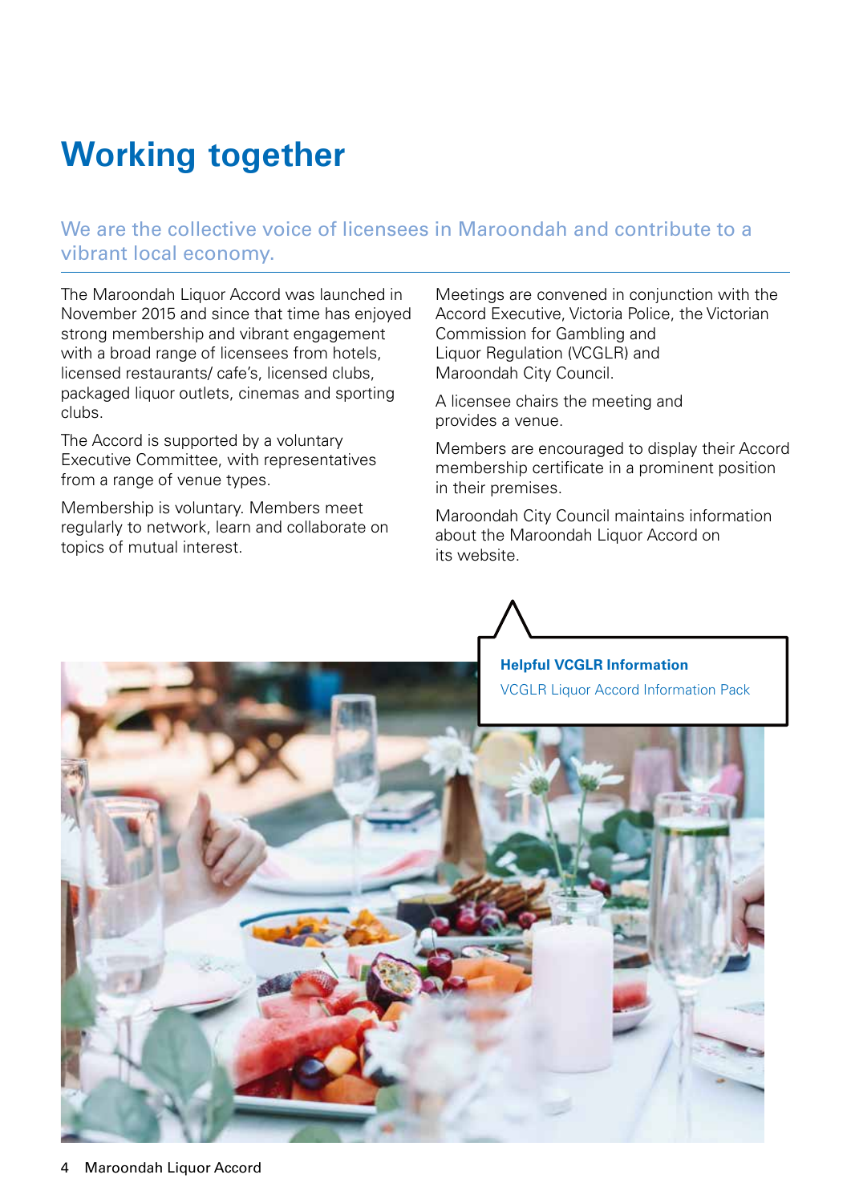# Working together

## We are the collective voice of licensees in Maroondah and contribute to a vibrant local economy.

The Maroondah Liquor Accord was launched in November 2015 and since that time has enjoyed strong membership and vibrant engagement with a broad range of licensees from hotels, licensed restaurants/ cafe's, licensed clubs, packaged liquor outlets, cinemas and sporting clubs.

The Accord is supported by a voluntary Executive Committee, with representatives from a range of venue types.

Membership is voluntary. Members meet regularly to network, learn and collaborate on topics of mutual interest.

Meetings are convened in conjunction with the Accord Executive, Victoria Police, the Victorian Commission for Gambling and Liquor Regulation (VCGLR) and Maroondah City Council.

A licensee chairs the meeting and provides a venue.

Members are encouraged to display their Accord membership certificate in a prominent position in their premises.

Maroondah City Council maintains information about the Maroondah Liquor Accord on its website.

**Helpful VCGLR Information**

VCGLR Liquor Accord Information Pack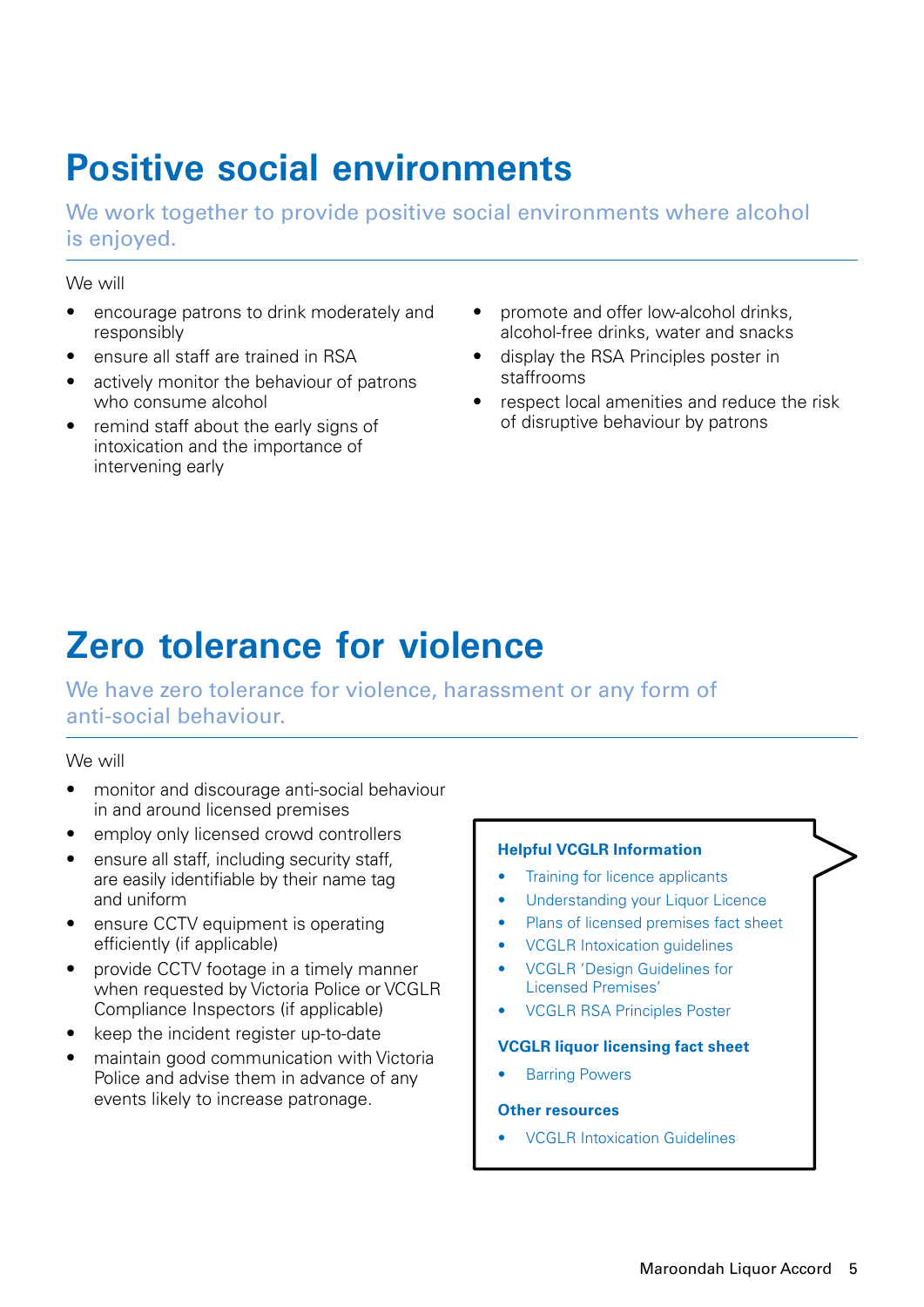# Positive social environments

We work together to provide positive social environments where alcohol is enjoyed.

We will

- encourage patrons to drink moderately and responsibly
- ensure all staff are trained in RSA
- actively monitor the behaviour of patrons who consume alcohol
- remind staff about the early signs of intoxication and the importance of intervening early
- promote and offer low-alcohol drinks, alcohol-free drinks, water and snacks
- display the RSA Principles poster in staffrooms
- respect local amenities and reduce the risk of disruptive behaviour by patrons

# Zero tolerance for violence

We have zero tolerance for violence, harassment or any form of anti-social behaviour.

We will

- monitor and discourage anti-social behaviour in and around licensed premises
- employ only licensed crowd controllers
- ensure all staff, including security staff, are easily identifiable by their name tag and uniform
- ensure CCTV equipment is operating efficiently (if applicable)
- provide CCTV footage in a timely manner when requested by Victoria Police or VCGLR Compliance Inspectors (if applicable)
- keep the incident register up-to-date
- maintain good communication with Victoria Police and advise them in advance of any events likely to increase patronage.

**Helpful VCGLR Information**

- Training for licence applicants
- Understanding your Liquor Licence
- Plans of licensed premises fact sheet
- VCGLR Intoxication guidelines
- VCGLR 'Design Guidelines for Licensed Premises'
- VCGLR RSA Principles Poster

**VCGLR liquor licensing fact sheet**

- Barring Powers

**Other resources**

- VCGLR Intoxication Guidelines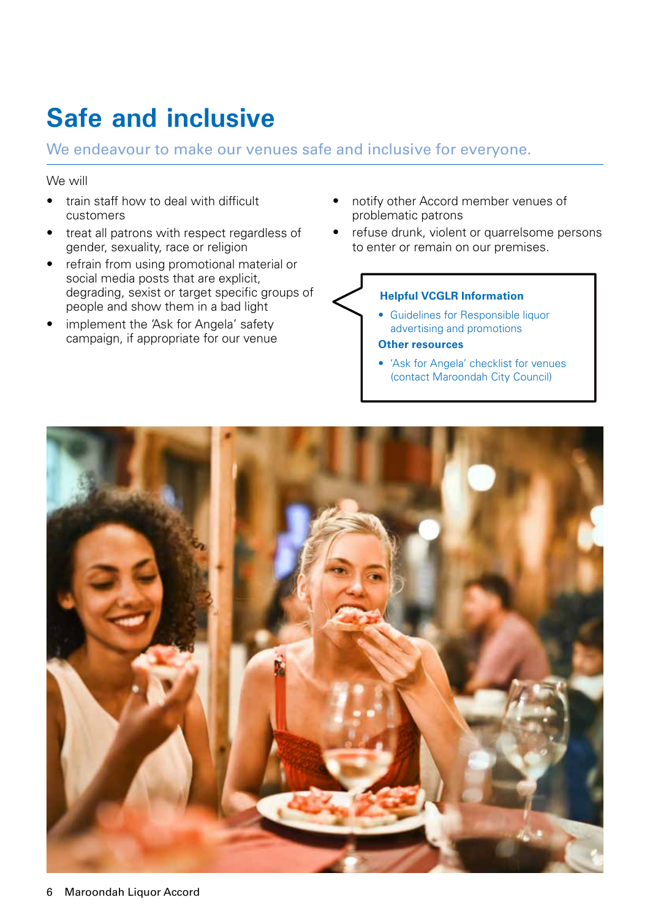# Safe and inclusive

We endeavour to make our venues safe and inclusive for everyone.

We will

- train staff how to deal with difficult customers
- treat all patrons with respect regardless of gender, sexuality, race or religion
- refrain from using promotional material or social media posts that are explicit, degrading, sexist or target specific groups of people and show them in a bad light
- implement the 'Ask for Angela' safety campaign, if appropriate for our venue
- notify other Accord member venues of problematic patrons
- refuse drunk, violent or quarrelsome persons to enter or remain on our premises.

**Helpful VCGLR Information**

- Guidelines for Responsible liquor advertising and promotions

**Other resources**

- 'Ask for Angela' checklist for venues (contact Maroondah City Council)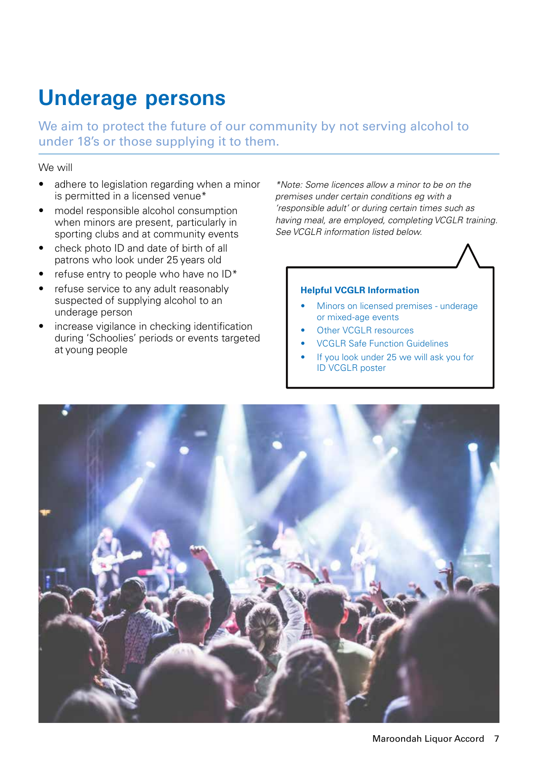# Underage persons

We aim to protect the future of our community by not serving alcohol to under 18's or those supplying it to them.

We will

- adhere to legislation regarding when a minor is permitted in a licensed venue*
- model responsible alcohol consumption when minors are present, particularly in sporting clubs and at community events
- check photo ID and date of birth of all patrons who look under 25 years old
- refuse entry to people who have no ID*
- refuse service to any adult reasonably suspected of supplying alcohol to an underage person
- increase vigilance in checking identification during 'Schoolies' periods or events targeted at young people

*\*Note: Some licences allow a minor to be on the premises under certain conditions eg with a 'responsible adult' or during certain times such as having meal, are employed, completing VCGLR training. See VCGLR information listed below.*

**Helpful VCGLR Information**

- Minors on licensed premises - underage or mixed-age events
- Other VCGLR resources
- VCGLR Safe Function Guidelines
- If you look under 25 we will ask you for ID VCGLR poster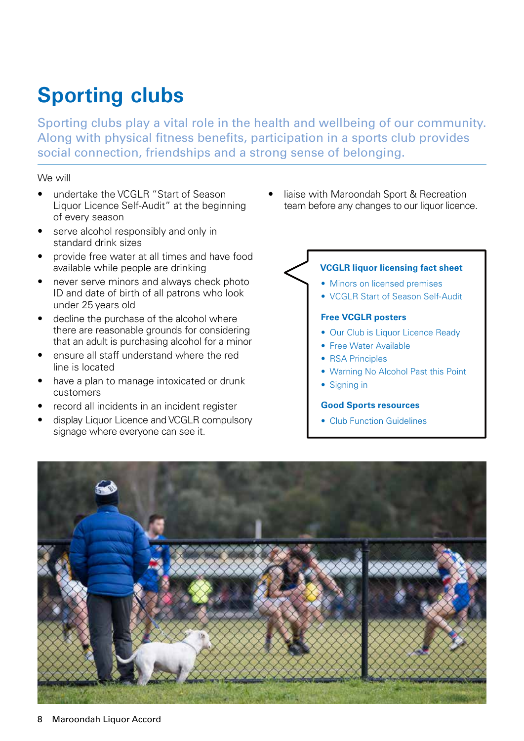# Sporting clubs

Sporting clubs play a vital role in the health and wellbeing of our community. Along with physical fitness benefits, participation in a sports club provides social connection, friendships and a strong sense of belonging.

We will

- undertake the VCGLR "Start of Season Liquor Licence Self-Audit" at the beginning of every season
- serve alcohol responsibly and only in standard drink sizes
- provide free water at all times and have food available while people are drinking
- never serve minors and always check photo ID and date of birth of all patrons who look under 25 years old
- decline the purchase of the alcohol where there are reasonable grounds for considering that an adult is purchasing alcohol for a minor
- ensure all staff understand where the red line is located
- have a plan to manage intoxicated or drunk customers
- record all incidents in an incident register
- display Liquor Licence and VCGLR compulsory signage where everyone can see it.
- liaise with Maroondah Sport & Recreation team before any changes to our liquor licence.

**VCGLR liquor licensing fact sheet**

- Minors on licensed premises
- VCGLR Start of Season Self-Audit

**Free VCGLR posters**

- Our Club is Liquor Licence Ready
- Free Water Available
- RSA Principles
- Warning No Alcohol Past this Point
- Signing in

**Good Sports resources**

- Club Function Guidelines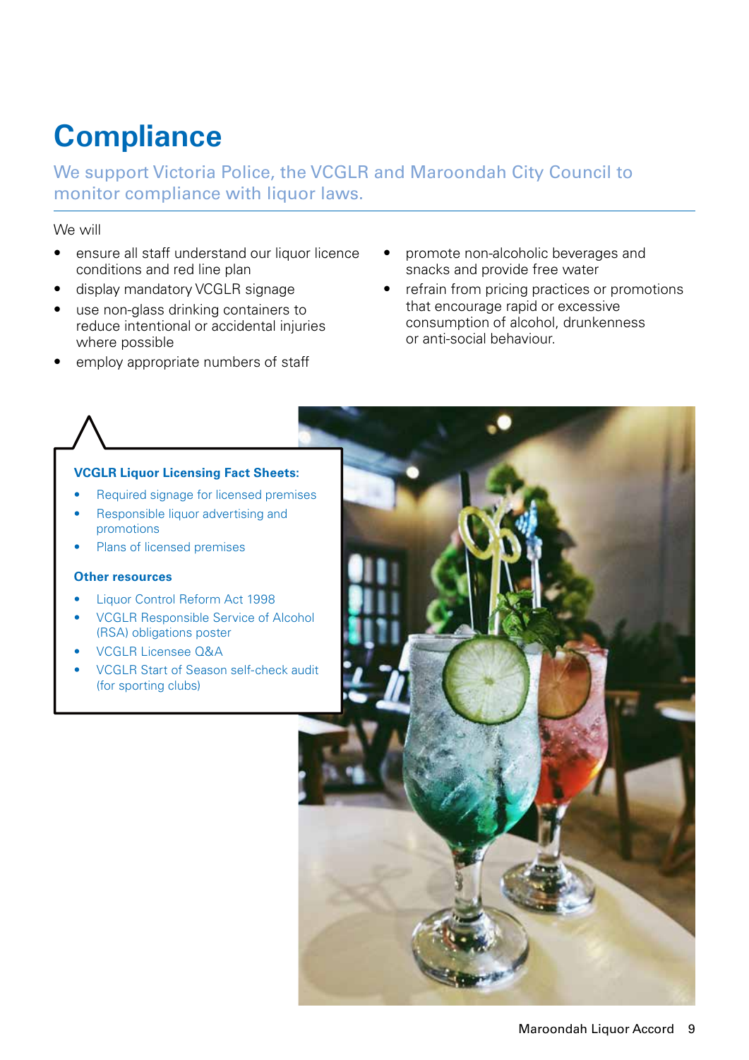# Compliance

We support Victoria Police, the VCGLR and Maroondah City Council to monitor compliance with liquor laws.

We will

- ensure all staff understand our liquor licence conditions and red line plan
- display mandatory VCGLR signage
- use non-glass drinking containers to reduce intentional or accidental injuries where possible
- employ appropriate numbers of staff
- promote non-alcoholic beverages and snacks and provide free water
- refrain from pricing practices or promotions that encourage rapid or excessive consumption of alcohol, drunkenness or anti-social behaviour.

**VCGLR Liquor Licensing Fact Sheets:**

- Required signage for licensed premises
- Responsible liquor advertising and promotions
- Plans of licensed premises

**Other resources**

- Liquor Control Reform Act 1998
- VCGLR Responsible Service of Alcohol (RSA) obligations poster
- VCGLR Licensee Q&A
- VCGLR Start of Season self-check audit (for sporting clubs)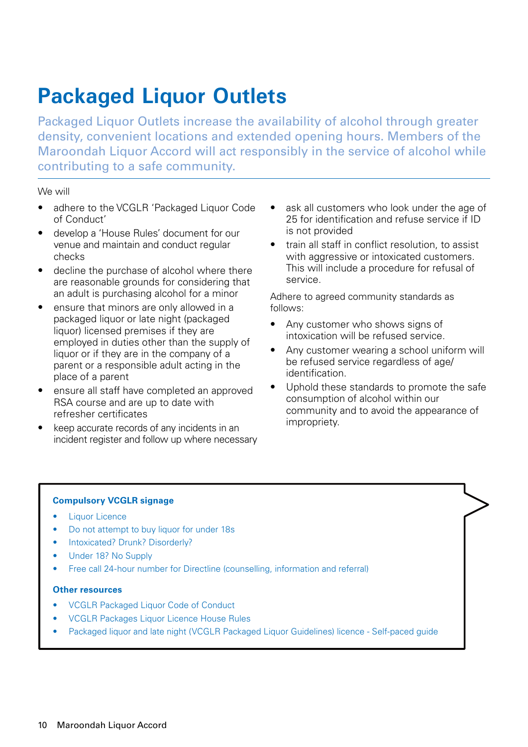# Packaged Liquor Outlets

Packaged Liquor Outlets increase the availability of alcohol through greater density, convenient locations and extended opening hours. Members of the Maroondah Liquor Accord will act responsibly in the service of alcohol while contributing to a safe community.

We will

- adhere to the VCGLR 'Packaged Liquor Code of Conduct'
- develop a 'House Rules' document for our venue and maintain and conduct regular checks
- decline the purchase of alcohol where there are reasonable grounds for considering that an adult is purchasing alcohol for a minor
- ensure that minors are only allowed in a packaged liquor or late night (packaged liquor) licensed premises if they are employed in duties other than the supply of liquor or if they are in the company of a parent or a responsible adult acting in the place of a parent
- ensure all staff have completed an approved RSA course and are up to date with refresher certificates
- keep accurate records of any incidents in an incident register and follow up where necessary
- ask all customers who look under the age of 25 for identification and refuse service if ID is not provided
- train all staff in conflict resolution, to assist with aggressive or intoxicated customers. This will include a procedure for refusal of service.

Adhere to agreed community standards as follows:

- Any customer who shows signs of intoxication will be refused service.
- Any customer wearing a school uniform will be refused service regardless of age/identification.
- Uphold these standards to promote the safe consumption of alcohol within our community and to avoid the appearance of impropriety.

**Compulsory VCGLR signage**

- Liquor Licence
- Do not attempt to buy liquor for under 18s
- Intoxicated? Drunk? Disorderly?
- Under 18? No Supply
- Free call 24-hour number for Directline (counselling, information and referral)

**Other resources**

- VCGLR Packaged Liquor Code of Conduct
- VCGLR Packages Liquor Licence House Rules
- Packaged liquor and late night (VCGLR Packaged Liquor Guidelines) licence - Self-paced guide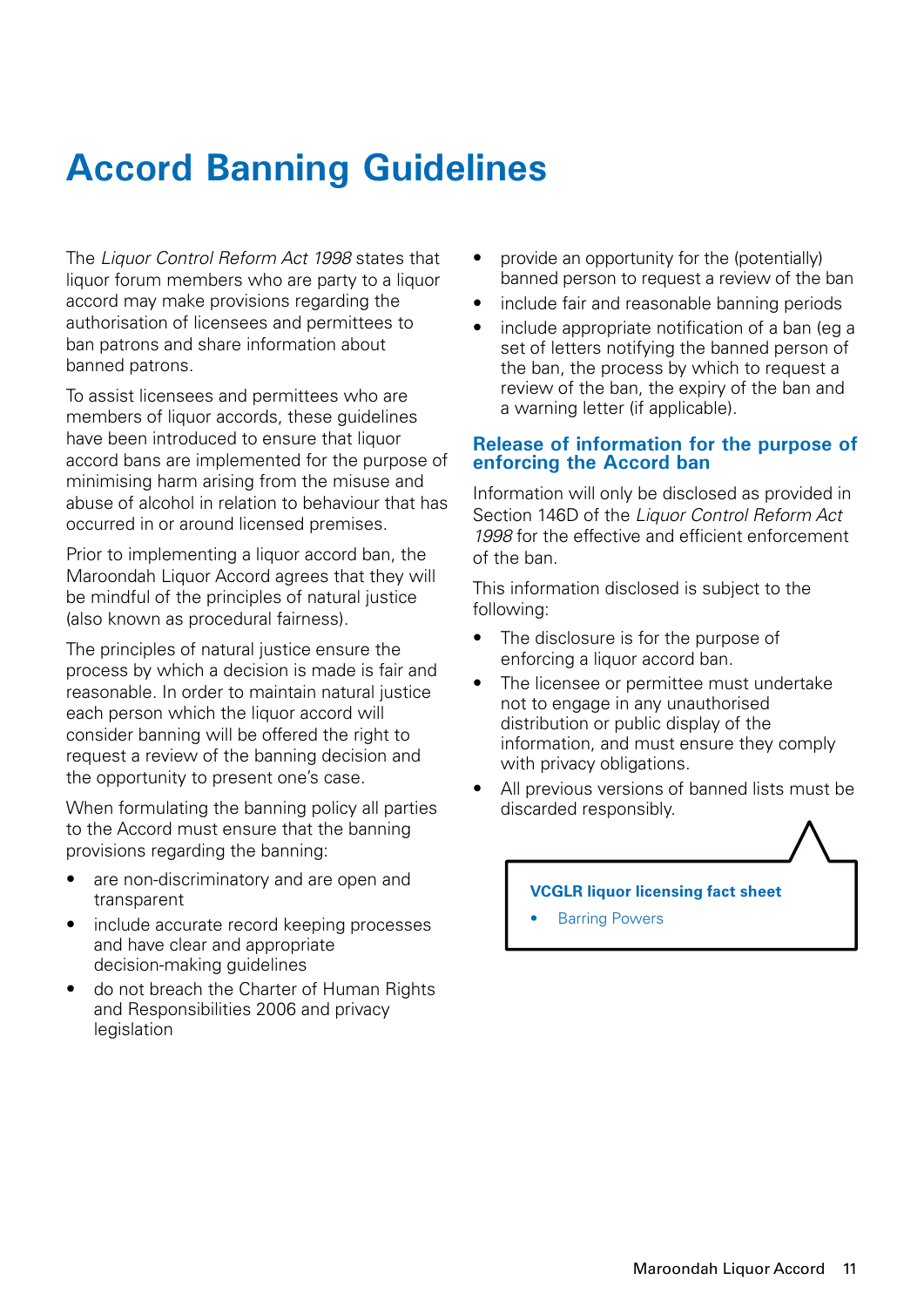# Accord Banning Guidelines

The *Liquor Control Reform Act 1998* states that liquor forum members who are party to a liquor accord may make provisions regarding the authorisation of licensees and permittees to ban patrons and share information about banned patrons.

To assist licensees and permittees who are members of liquor accords, these guidelines have been introduced to ensure that liquor accord bans are implemented for the purpose of minimising harm arising from the misuse and abuse of alcohol in relation to behaviour that has occurred in or around licensed premises.

Prior to implementing a liquor accord ban, the Maroondah Liquor Accord agrees that they will be mindful of the principles of natural justice (also known as procedural fairness).

The principles of natural justice ensure the process by which a decision is made is fair and reasonable. In order to maintain natural justice each person which the liquor accord will consider banning will be offered the right to request a review of the banning decision and the opportunity to present one's case.

When formulating the banning policy all parties to the Accord must ensure that the banning provisions regarding the banning:

- are non-discriminatory and are open and transparent
- include accurate record keeping processes and have clear and appropriate decision-making guidelines
- do not breach the Charter of Human Rights and Responsibilities 2006 and privacy legislation
- provide an opportunity for the (potentially) banned person to request a review of the ban
- include fair and reasonable banning periods
- include appropriate notification of a ban (eg a set of letters notifying the banned person of the ban, the process by which to request a review of the ban, the expiry of the ban and a warning letter (if applicable).

## Release of information for the purpose of enforcing the Accord ban

Information will only be disclosed as provided in Section 146D of the *Liquor Control Reform Act 1998* for the effective and efficient enforcement of the ban.

This information disclosed is subject to the following:

- The disclosure is for the purpose of enforcing a liquor accord ban.
- The licensee or permittee must undertake not to engage in any unauthorised distribution or public display of the information, and must ensure they comply with privacy obligations.
- All previous versions of banned lists must be discarded responsibly.

**VCGLR liquor licensing fact sheet**

- Barring Powers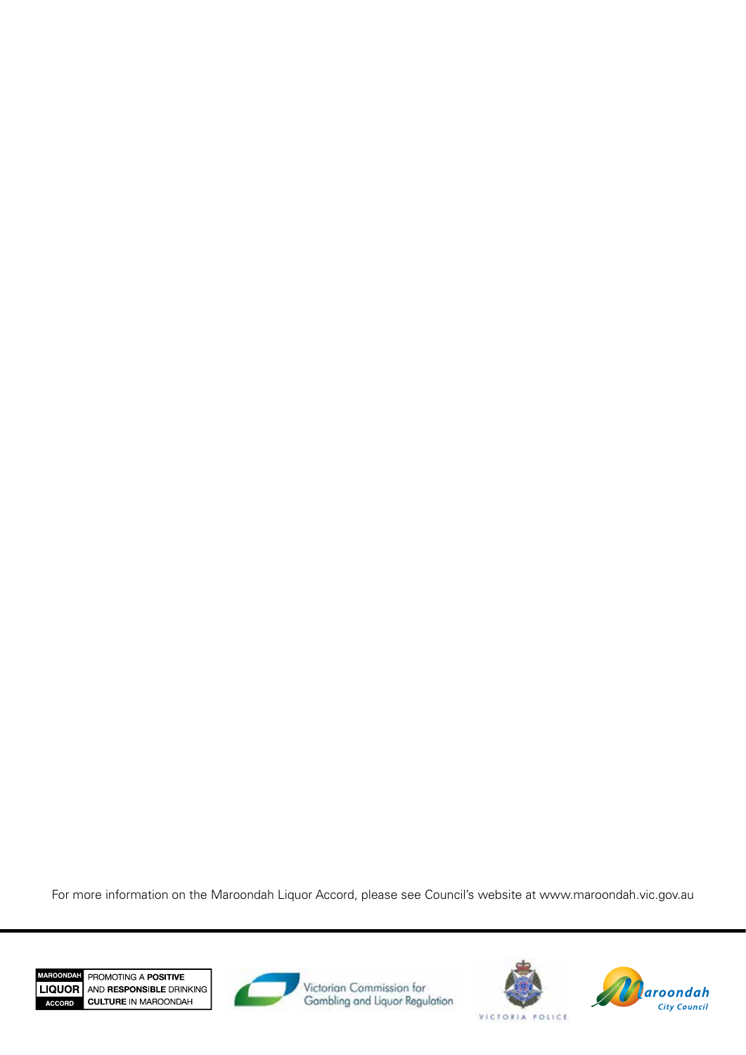For more information on the Maroondah Liquor Accord, please see Council's website at www.maroondah.vic.gov.au

MAROONDAH LIQUOR ACCORD — PROMOTING A **POSITIVE** AND **RESPONSIBLE** DRINKING **CULTURE** IN MAROONDAH

Victorian Commission for Gambling and Liquor Regulation

VICTORIA POLICE

Maroondah City Council